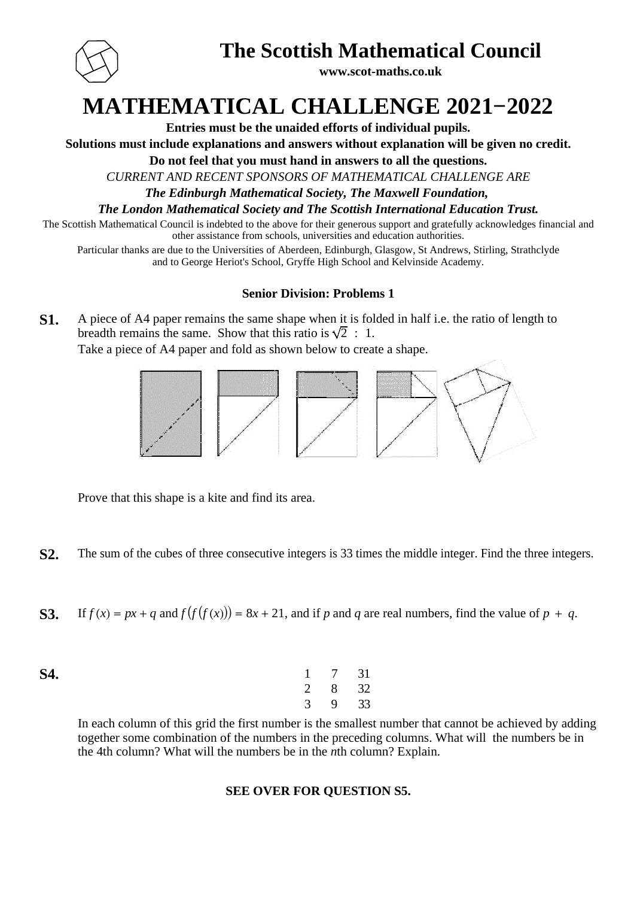# The Scottish Mathematical Council

**www.scot-maths.co.uk**

# MATHEMATICAL CHALLENGE 2021−2022

**Entries must be the unaided efforts of individual pupils.**

**Solutions must include explanations and answers without explanation will be given no credit.**

**Do not feel that you must hand in answers to all the questions.**

*CURRENT AND RECENT SPONSORS OF MATHEMATICAL CHALLENGE ARE*

***The Edinburgh Mathematical Society, The Maxwell Foundation,***

***The London Mathematical Society and The Scottish International Education Trust.***

The Scottish Mathematical Council is indebted to the above for their generous support and gratefully acknowledges financial and other assistance from schools, universities and education authorities.

Particular thanks are due to the Universities of Aberdeen, Edinburgh, Glasgow, St Andrews, Stirling, Strathclyde and to George Heriot's School, Gryffe High School and Kelvinside Academy.

### Senior Division: Problems 1

**S1.** A piece of A4 paper remains the same shape when it is folded in half i.e. the ratio of length to breadth remains the same. Show that this ratio is $\sqrt{2}\ :\ 1$.

Take a piece of A4 paper and fold as shown below to create a shape.

Prove that this shape is a kite and find its area.

**S2.** The sum of the cubes of three consecutive integers is 33 times the middle integer. Find the three integers.

**S3.** If $f(x) = px + q$ and $f(f(f(x))) = 8x + 21$, and if $p$ and $q$ are real numbers, find the value of $p + q$.

**S4.**

| | | |
|---|---|---|
| 1 | 7 | 31 |
| 2 | 8 | 32 |
| 3 | 9 | 33 |

In each column of this grid the first number is the smallest number that cannot be achieved by adding together some combination of the numbers in the preceding columns. What will the numbers be in the 4th column? What will the numbers be in the $n$th column? Explain.

**SEE OVER FOR QUESTION S5.**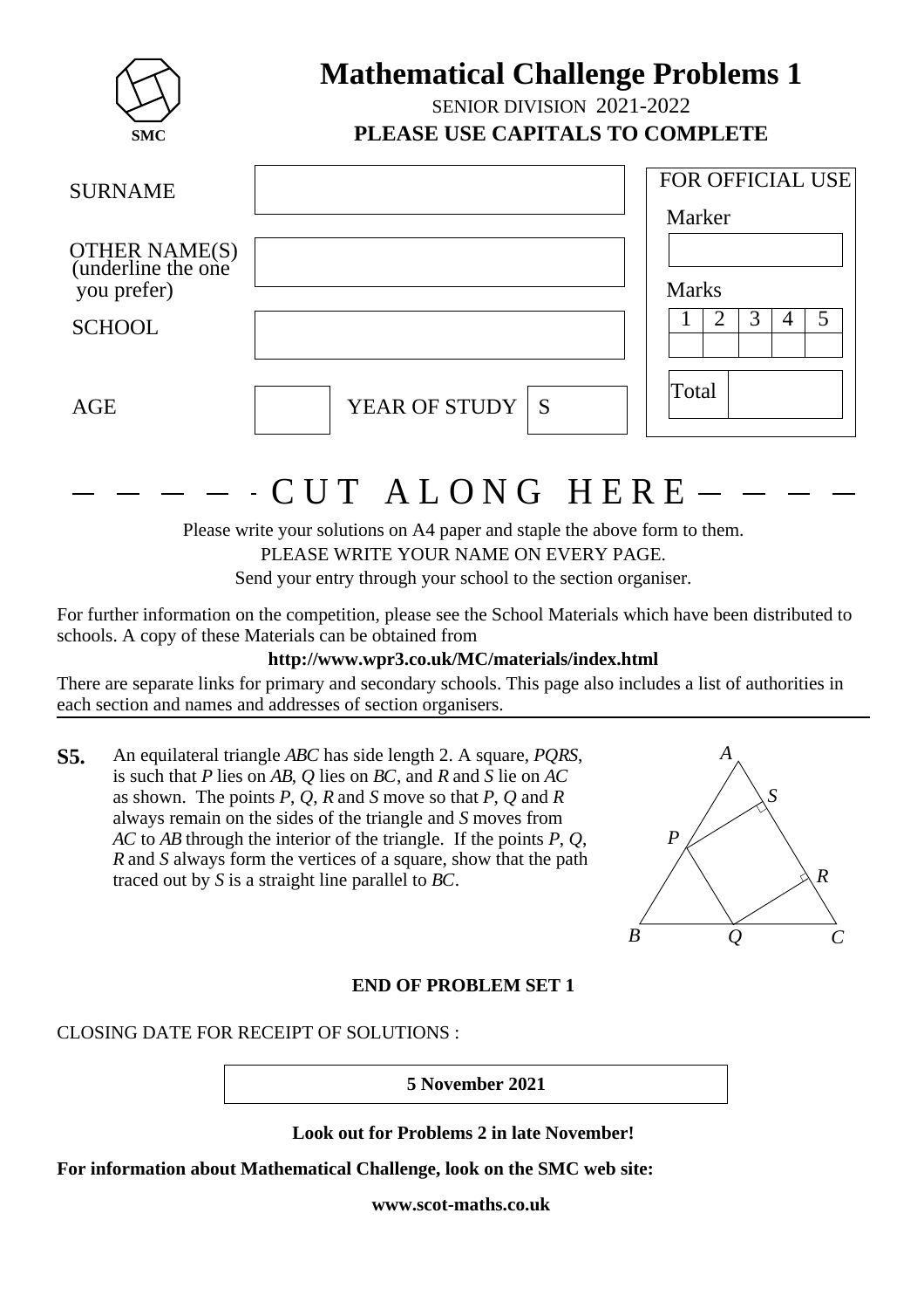# Mathematical Challenge Problems 1

SENIOR DIVISION 2021-2022

**PLEASE USE CAPITALS TO COMPLETE**

| | | | |
|---|---|---|---|
| SURNAME | | FOR OFFICIAL USE | |
| OTHER NAME(S) (underline the one you prefer) | | Marker | |
| SCHOOL | | Marks | 1 2 3 4 5 |
| AGE | YEAR OF STUDY S | Total | |

— — — — - C U T  A L O N G  H E R E — — — —

Please write your solutions on A4 paper and staple the above form to them.

PLEASE WRITE YOUR NAME ON EVERY PAGE.

Send your entry through your school to the section organiser.

For further information on the competition, please see the School Materials which have been distributed to schools. A copy of these Materials can be obtained from

**http://www.wpr3.co.uk/MC/materials/index.html**

There are separate links for primary and secondary schools. This page also includes a list of authorities in each section and names and addresses of section organisers.

---

**S5.** An equilateral triangle $ABC$ has side length 2. A square, $PQRS$, is such that $P$ lies on $AB$, $Q$ lies on $BC$, and $R$ and $S$ lie on $AC$ as shown. The points $P$, $Q$, $R$ and $S$ move so that $P$, $Q$ and $R$ always remain on the sides of the triangle and $S$ moves from $AC$ to $AB$ through the interior of the triangle. If the points $P$, $Q$, $R$ and $S$ always form the vertices of a square, show that the path traced out by $S$ is a straight line parallel to $BC$.

A

S

P

R

B Q C

**END OF PROBLEM SET 1**

CLOSING DATE FOR RECEIPT OF SOLUTIONS :

**5 November 2021**

**Look out for Problems 2 in late November!**

**For information about Mathematical Challenge, look on the SMC web site:**

**www.scot-maths.co.uk**